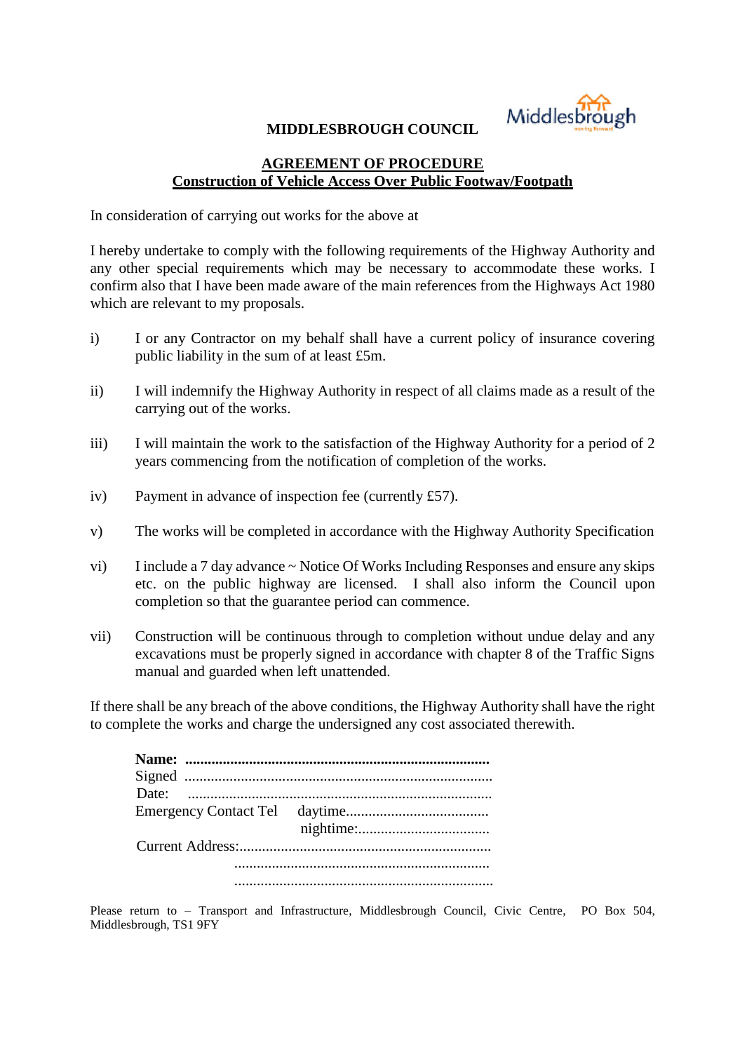**MIDDLESBROUGH COUNCIL**

## AGREEMENT OF PROCEDURE
## Construction of Vehicle Access Over Public Footway/Footpath

In consideration of carrying out works for the above at

I hereby undertake to comply with the following requirements of the Highway Authority and any other special requirements which may be necessary to accommodate these works. I confirm also that I have been made aware of the main references from the Highways Act 1980 which are relevant to my proposals.

i) I or any Contractor on my behalf shall have a current policy of insurance covering public liability in the sum of at least £5m.

ii) I will indemnify the Highway Authority in respect of all claims made as a result of the carrying out of the works.

iii) I will maintain the work to the satisfaction of the Highway Authority for a period of 2 years commencing from the notification of completion of the works.

iv) Payment in advance of inspection fee (currently £57).

v) The works will be completed in accordance with the Highway Authority Specification

vi) I include a 7 day advance ~ Notice Of Works Including Responses and ensure any skips etc. on the public highway are licensed. I shall also inform the Council upon completion so that the guarantee period can commence.

vii) Construction will be continuous through to completion without undue delay and any excavations must be properly signed in accordance with chapter 8 of the Traffic Signs manual and guarded when left unattended.

If there shall be any breach of the above conditions, the Highway Authority shall have the right to complete the works and charge the undersigned any cost associated therewith.

**Name:** ................................................................................
Signed ................................................................................
Date: ................................................................................
Emergency Contact Tel daytime......................................
nightime:...................................
Current Address:..................................................................
....................................................................
....................................................................

Please return to – Transport and Infrastructure, Middlesbrough Council, Civic Centre, PO Box 504, Middlesbrough, TS1 9FY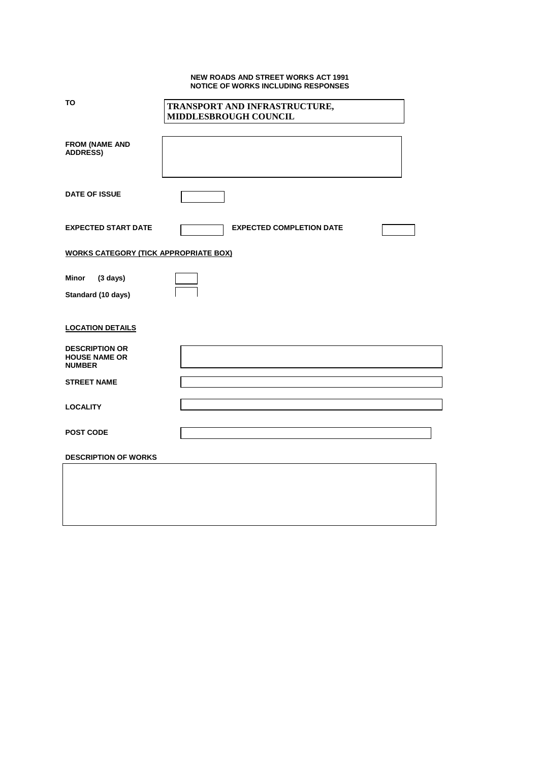**NEW ROADS AND STREET WORKS ACT 1991**
**NOTICE OF WORKS INCLUDING RESPONSES**

| | |
|---|---|
| **TO** | **TRANSPORT AND INFRASTRUCTURE, MIDDLESBROUGH COUNCIL** |
| **FROM (NAME AND ADDRESS)** | |
| **DATE OF ISSUE** | |
| **EXPECTED START DATE** | |
| **EXPECTED COMPLETION DATE** | |

**WORKS CATEGORY (TICK APPROPRIATE BOX)**

| | |
|---|---|
| **Minor (3 days)** | |
| **Standard (10 days)** | |

**LOCATION DETAILS**

| | |
|---|---|
| **DESCRIPTION OR HOUSE NAME OR NUMBER** | |
| **STREET NAME** | |
| **LOCALITY** | |
| **POST CODE** | |

**DESCRIPTION OF WORKS**